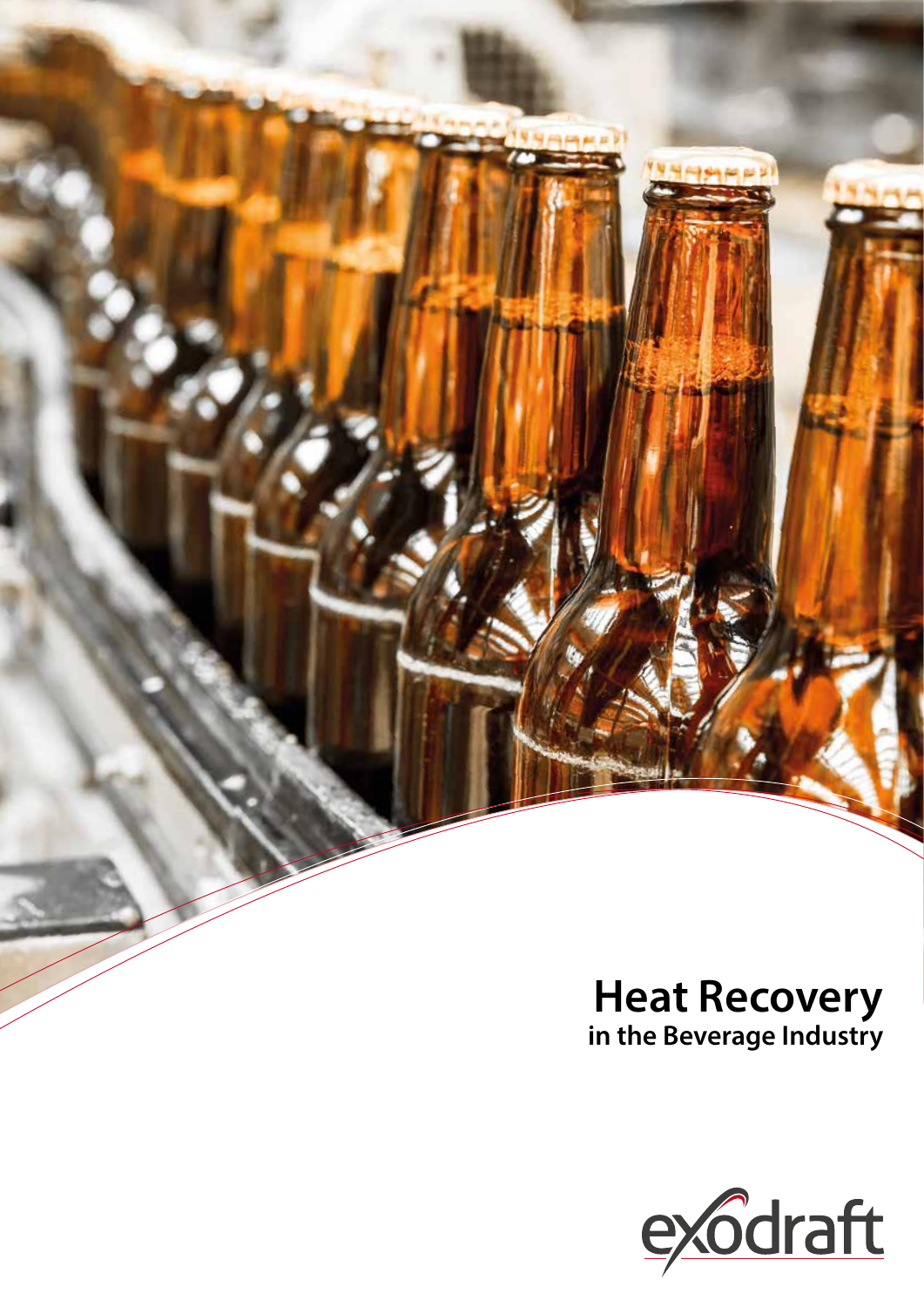# Heat Recovery
## in the Beverage Industry

exodraft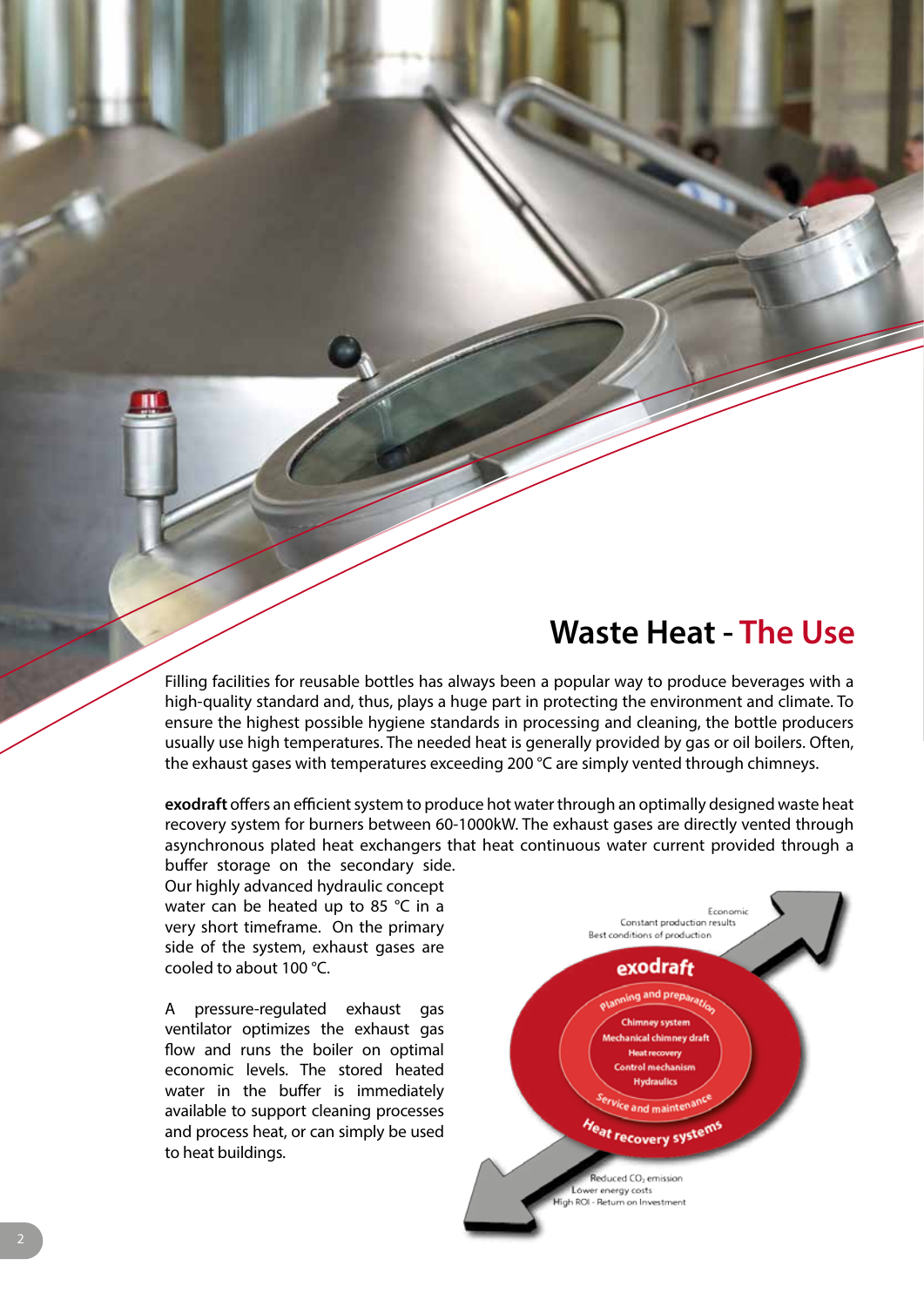# Waste Heat - The Use

Filling facilities for reusable bottles has always been a popular way to produce beverages with a high-quality standard and, thus, plays a huge part in protecting the environment and climate. To ensure the highest possible hygiene standards in processing and cleaning, the bottle producers usually use high temperatures. The needed heat is generally provided by gas or oil boilers. Often, the exhaust gases with temperatures exceeding 200 °C are simply vented through chimneys.

**exodraft** offers an efficient system to produce hot water through an optimally designed waste heat recovery system for burners between 60-1000kW. The exhaust gases are directly vented through asynchronous plated heat exchangers that heat continuous water current provided through a buffer storage on the secondary side. Our highly advanced hydraulic concept water can be heated up to 85 °C in a very short timeframe. On the primary side of the system, exhaust gases are cooled to about 100 °C.

A pressure-regulated exhaust gas ventilator optimizes the exhaust gas flow and runs the boiler on optimal economic levels. The stored heated water in the buffer is immediately available to support cleaning processes and process heat, or can simply be used to heat buildings.

Economic
Constant production results
Best conditions of production

**exodraft**

Planning and preparation

Chimney system
Mechanical chimney draft
Heat recovery
Control mechanism
Hydraulics

Service and maintenance

Heat recovery systems

Reduced $CO_2$ emission
Lower energy costs
High ROI - Return on Investment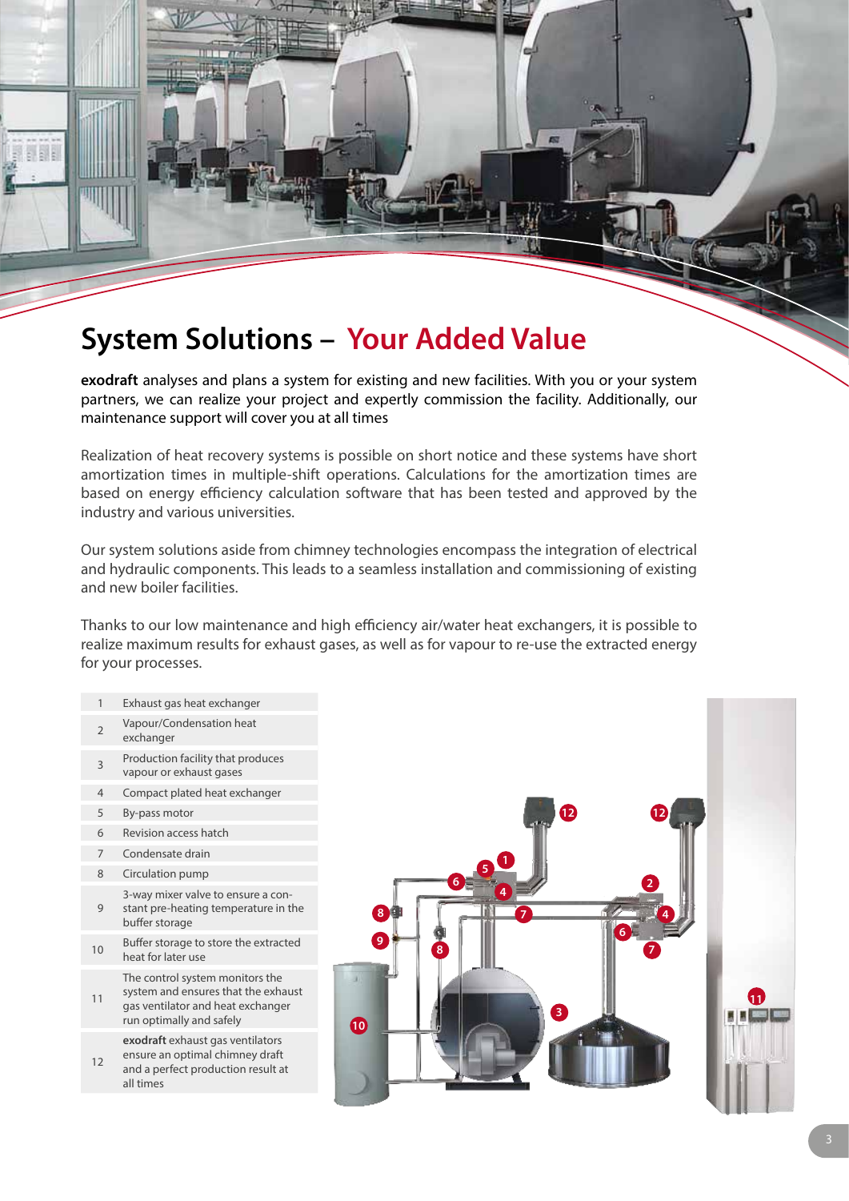# System Solutions – Your Added Value

**exodraft** analyses and plans a system for existing and new facilities. With you or your system partners, we can realize your project and expertly commission the facility. Additionally, our maintenance support will cover you at all times

Realization of heat recovery systems is possible on short notice and these systems have short amortization times in multiple-shift operations. Calculations for the amortization times are based on energy efficiency calculation software that has been tested and approved by the industry and various universities.

Our system solutions aside from chimney technologies encompass the integration of electrical and hydraulic components. This leads to a seamless installation and commissioning of existing and new boiler facilities.

Thanks to our low maintenance and high efficiency air/water heat exchangers, it is possible to realize maximum results for exhaust gases, as well as for vapour to re-use the extracted energy for your processes.

| | |
|---|---|
| 1 | Exhaust gas heat exchanger |
| 2 | Vapour/Condensation heat exchanger |
| 3 | Production facility that produces vapour or exhaust gases |
| 4 | Compact plated heat exchanger |
| 5 | By-pass motor |
| 6 | Revision access hatch |
| 7 | Condensate drain |
| 8 | Circulation pump |
| 9 | 3-way mixer valve to ensure a constant pre-heating temperature in the buffer storage |
| 10 | Buffer storage to store the extracted heat for later use |
| 11 | The control system monitors the system and ensures that the exhaust gas ventilator and heat exchanger run optimally and safely |
| 12 | **exodraft** exhaust gas ventilators ensure an optimal chimney draft and a perfect production result at all times |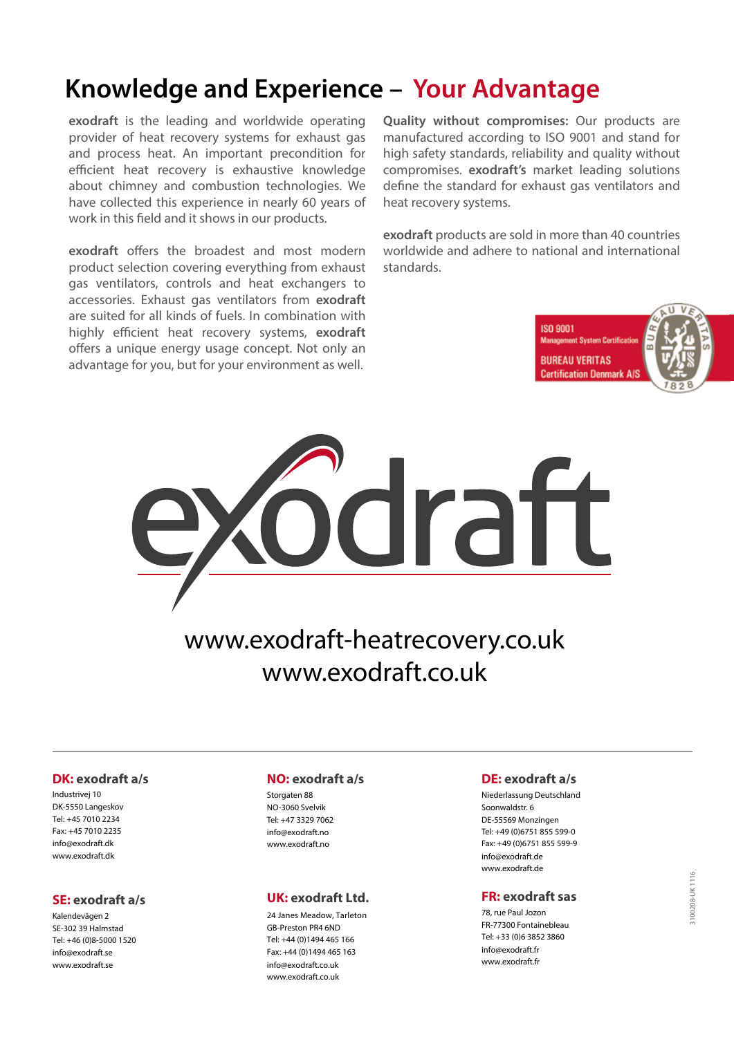# Knowledge and Experience – Your Advantage

**exodraft** is the leading and worldwide operating provider of heat recovery systems for exhaust gas and process heat. An important precondition for efficient heat recovery is exhaustive knowledge about chimney and combustion technologies. We have collected this experience in nearly 60 years of work in this field and it shows in our products.

**exodraft** offers the broadest and most modern product selection covering everything from exhaust gas ventilators, controls and heat exchangers to accessories. Exhaust gas ventilators from **exodraft** are suited for all kinds of fuels. In combination with highly efficient heat recovery systems, **exodraft** offers a unique energy usage concept. Not only an advantage for you, but for your environment as well.

**Quality without compromises:** Our products are manufactured according to ISO 9001 and stand for high safety standards, reliability and quality without compromises. **exodraft's** market leading solutions define the standard for exhaust gas ventilators and heat recovery systems.

**exodraft** products are sold in more than 40 countries worldwide and adhere to national and international standards.

ISO 9001
Management System Certification
BUREAU VERITAS
Certification Denmark A/S

www.exodraft-heatrecovery.co.uk
www.exodraft.co.uk

---

**DK: exodraft a/s**
Industrivej 10
DK-5550 Langeskov
Tel: +45 7010 2234
Fax: +45 7010 2235
info@exodraft.dk
www.exodraft.dk

**SE: exodraft a/s**
Kalendevägen 2
SE-302 39 Halmstad
Tel: +46 (0)8-5000 1520
info@exodraft.se
www.exodraft.se

**NO: exodraft a/s**
Storgaten 88
NO-3060 Svelvik
Tel: +47 3329 7062
info@exodraft.no
www.exodraft.no

**UK: exodraft Ltd.**
24 Janes Meadow, Tarleton
GB-Preston PR4 6ND
Tel: +44 (0)1494 465 166
Fax: +44 (0)1494 465 163
info@exodraft.co.uk
www.exodraft.co.uk

**DE: exodraft a/s**
Niederlassung Deutschland
Soonwaldstr. 6
DE-55569 Monzingen
Tel: +49 (0)6751 855 599-0
Fax: +49 (0)6751 855 599-9
info@exodraft.de
www.exodraft.de

**FR: exodraft sas**
78, rue Paul Jozon
FR-77300 Fontainebleau
Tel: +33 (0)6 3852 3860
info@exodraft.fr
www.exodraft.fr

3100208-UK 1116